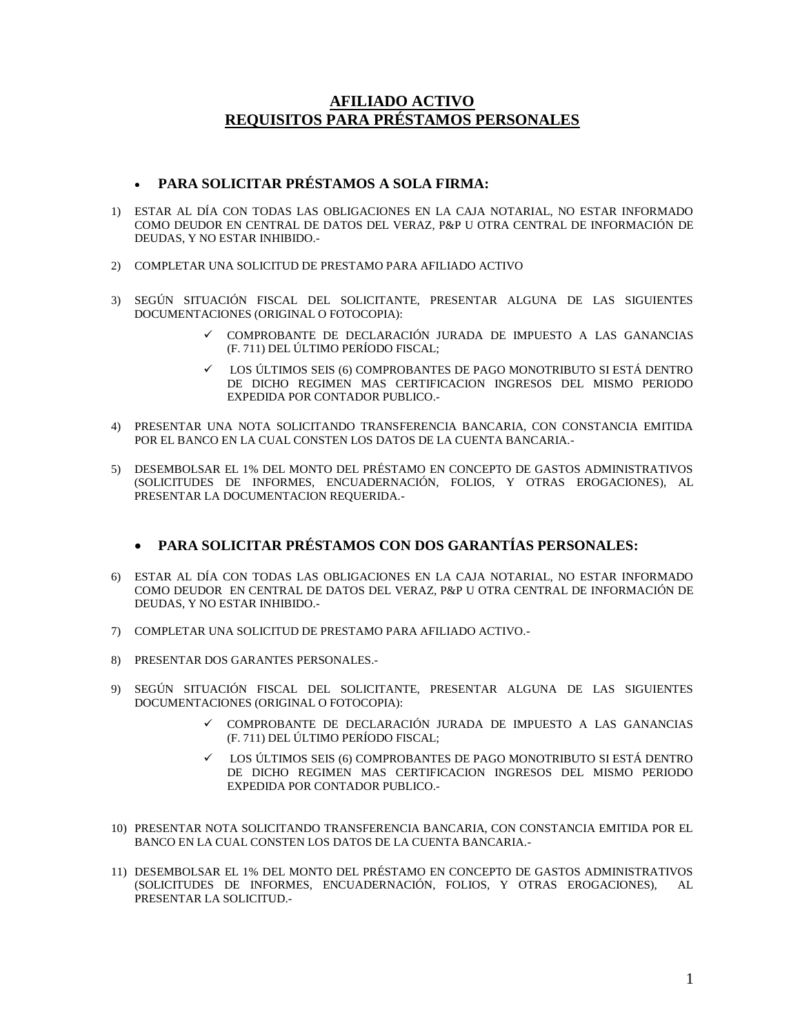# AFILIADO ACTIVO
# REQUISITOS PARA PRÉSTAMOS PERSONALES

- **PARA SOLICITAR PRÉSTAMOS A SOLA FIRMA:**

1) ESTAR AL DÍA CON TODAS LAS OBLIGACIONES EN LA CAJA NOTARIAL, NO ESTAR INFORMADO COMO DEUDOR EN CENTRAL DE DATOS DEL VERAZ, P&P U OTRA CENTRAL DE INFORMACIÓN DE DEUDAS, Y NO ESTAR INHIBIDO.-

2) COMPLETAR UNA SOLICITUD DE PRESTAMO PARA AFILIADO ACTIVO

3) SEGÚN SITUACIÓN FISCAL DEL SOLICITANTE, PRESENTAR ALGUNA DE LAS SIGUIENTES DOCUMENTACIONES (ORIGINAL O FOTOCOPIA):
   - ✓ COMPROBANTE DE DECLARACIÓN JURADA DE IMPUESTO A LAS GANANCIAS (F. 711) DEL ÚLTIMO PERÍODO FISCAL;
   - ✓ LOS ÚLTIMOS SEIS (6) COMPROBANTES DE PAGO MONOTRIBUTO SI ESTÁ DENTRO DE DICHO REGIMEN MAS CERTIFICACION INGRESOS DEL MISMO PERIODO EXPEDIDA POR CONTADOR PUBLICO.-

4) PRESENTAR UNA NOTA SOLICITANDO TRANSFERENCIA BANCARIA, CON CONSTANCIA EMITIDA POR EL BANCO EN LA CUAL CONSTEN LOS DATOS DE LA CUENTA BANCARIA.-

5) DESEMBOLSAR EL 1% DEL MONTO DEL PRÉSTAMO EN CONCEPTO DE GASTOS ADMINISTRATIVOS (SOLICITUDES DE INFORMES, ENCUADERNACIÓN, FOLIOS, Y OTRAS EROGACIONES), AL PRESENTAR LA DOCUMENTACION REQUERIDA.-

- **PARA SOLICITAR PRÉSTAMOS CON DOS GARANTÍAS PERSONALES:**

6) ESTAR AL DÍA CON TODAS LAS OBLIGACIONES EN LA CAJA NOTARIAL, NO ESTAR INFORMADO COMO DEUDOR EN CENTRAL DE DATOS DEL VERAZ, P&P U OTRA CENTRAL DE INFORMACIÓN DE DEUDAS, Y NO ESTAR INHIBIDO.-

7) COMPLETAR UNA SOLICITUD DE PRESTAMO PARA AFILIADO ACTIVO.-

8) PRESENTAR DOS GARANTES PERSONALES.-

9) SEGÚN SITUACIÓN FISCAL DEL SOLICITANTE, PRESENTAR ALGUNA DE LAS SIGUIENTES DOCUMENTACIONES (ORIGINAL O FOTOCOPIA):
   - ✓ COMPROBANTE DE DECLARACIÓN JURADA DE IMPUESTO A LAS GANANCIAS (F. 711) DEL ÚLTIMO PERÍODO FISCAL;
   - ✓ LOS ÚLTIMOS SEIS (6) COMPROBANTES DE PAGO MONOTRIBUTO SI ESTÁ DENTRO DE DICHO REGIMEN MAS CERTIFICACION INGRESOS DEL MISMO PERIODO EXPEDIDA POR CONTADOR PUBLICO.-

10) PRESENTAR NOTA SOLICITANDO TRANSFERENCIA BANCARIA, CON CONSTANCIA EMITIDA POR EL BANCO EN LA CUAL CONSTEN LOS DATOS DE LA CUENTA BANCARIA.-

11) DESEMBOLSAR EL 1% DEL MONTO DEL PRÉSTAMO EN CONCEPTO DE GASTOS ADMINISTRATIVOS (SOLICITUDES DE INFORMES, ENCUADERNACIÓN, FOLIOS, Y OTRAS EROGACIONES), AL PRESENTAR LA SOLICITUD.-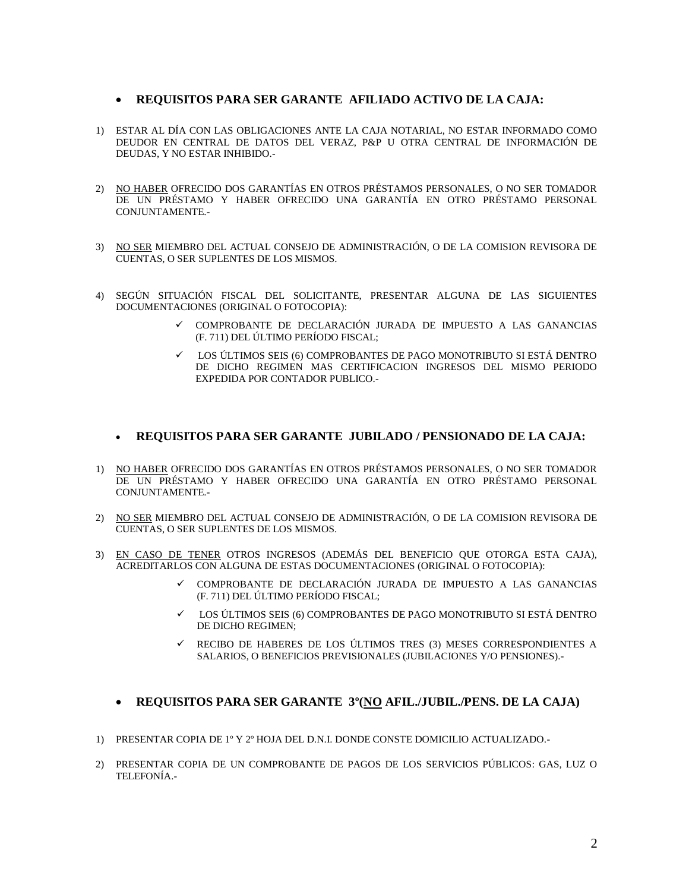- **REQUISITOS PARA SER GARANTE AFILIADO ACTIVO DE LA CAJA:**

1) ESTAR AL DÍA CON LAS OBLIGACIONES ANTE LA CAJA NOTARIAL, NO ESTAR INFORMADO COMO DEUDOR EN CENTRAL DE DATOS DEL VERAZ, P&P U OTRA CENTRAL DE INFORMACIÓN DE DEUDAS, Y NO ESTAR INHIBIDO.-

2) <u>NO HABER</u> OFRECIDO DOS GARANTÍAS EN OTROS PRÉSTAMOS PERSONALES, O NO SER TOMADOR DE UN PRÉSTAMO Y HABER OFRECIDO UNA GARANTÍA EN OTRO PRÉSTAMO PERSONAL CONJUNTAMENTE.-

3) <u>NO SER</u> MIEMBRO DEL ACTUAL CONSEJO DE ADMINISTRACIÓN, O DE LA COMISION REVISORA DE CUENTAS, O SER SUPLENTES DE LOS MISMOS.

4) SEGÚN SITUACIÓN FISCAL DEL SOLICITANTE, PRESENTAR ALGUNA DE LAS SIGUIENTES DOCUMENTACIONES (ORIGINAL O FOTOCOPIA):
   - ✓ COMPROBANTE DE DECLARACIÓN JURADA DE IMPUESTO A LAS GANANCIAS (F. 711) DEL ÚLTIMO PERÍODO FISCAL;
   - ✓ LOS ÚLTIMOS SEIS (6) COMPROBANTES DE PAGO MONOTRIBUTO SI ESTÁ DENTRO DE DICHO REGIMEN MAS CERTIFICACION INGRESOS DEL MISMO PERIODO EXPEDIDA POR CONTADOR PUBLICO.-

- **REQUISITOS PARA SER GARANTE JUBILADO / PENSIONADO DE LA CAJA:**

1) <u>NO HABER</u> OFRECIDO DOS GARANTÍAS EN OTROS PRÉSTAMOS PERSONALES, O NO SER TOMADOR DE UN PRÉSTAMO Y HABER OFRECIDO UNA GARANTÍA EN OTRO PRÉSTAMO PERSONAL CONJUNTAMENTE.-

2) <u>NO SER</u> MIEMBRO DEL ACTUAL CONSEJO DE ADMINISTRACIÓN, O DE LA COMISION REVISORA DE CUENTAS, O SER SUPLENTES DE LOS MISMOS.

3) <u>EN CASO DE TENER</u> OTROS INGRESOS (ADEMÁS DEL BENEFICIO QUE OTORGA ESTA CAJA), ACREDITARLOS CON ALGUNA DE ESTAS DOCUMENTACIONES (ORIGINAL O FOTOCOPIA):
   - ✓ COMPROBANTE DE DECLARACIÓN JURADA DE IMPUESTO A LAS GANANCIAS (F. 711) DEL ÚLTIMO PERÍODO FISCAL;
   - ✓ LOS ÚLTIMOS SEIS (6) COMPROBANTES DE PAGO MONOTRIBUTO SI ESTÁ DENTRO DE DICHO REGIMEN;
   - ✓ RECIBO DE HABERES DE LOS ÚLTIMOS TRES (3) MESES CORRESPONDIENTES A SALARIOS, O BENEFICIOS PREVISIONALES (JUBILACIONES Y/O PENSIONES).-

- **REQUISITOS PARA SER GARANTE 3º(<u>NO</u> AFIL./JUBIL./PENS. DE LA CAJA)**

1) PRESENTAR COPIA DE 1º Y 2º HOJA DEL D.N.I. DONDE CONSTE DOMICILIO ACTUALIZADO.-

2) PRESENTAR COPIA DE UN COMPROBANTE DE PAGOS DE LOS SERVICIOS PÚBLICOS: GAS, LUZ O TELEFONÍA.-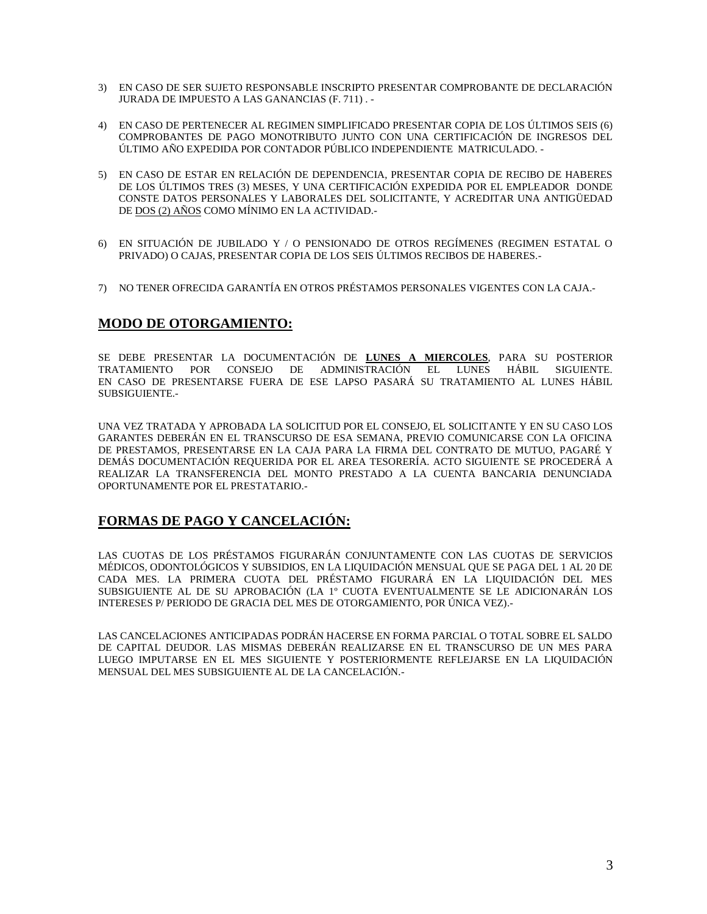3) EN CASO DE SER SUJETO RESPONSABLE INSCRIPTO PRESENTAR COMPROBANTE DE DECLARACIÓN JURADA DE IMPUESTO A LAS GANANCIAS (F. 711) . -

4) EN CASO DE PERTENECER AL REGIMEN SIMPLIFICADO PRESENTAR COPIA DE LOS ÚLTIMOS SEIS (6) COMPROBANTES DE PAGO MONOTRIBUTO JUNTO CON UNA CERTIFICACIÓN DE INGRESOS DEL ÚLTIMO AÑO EXPEDIDA POR CONTADOR PÚBLICO INDEPENDIENTE MATRICULADO. -

5) EN CASO DE ESTAR EN RELACIÓN DE DEPENDENCIA, PRESENTAR COPIA DE RECIBO DE HABERES DE LOS ÚLTIMOS TRES (3) MESES, Y UNA CERTIFICACIÓN EXPEDIDA POR EL EMPLEADOR DONDE CONSTE DATOS PERSONALES Y LABORALES DEL SOLICITANTE, Y ACREDITAR UNA ANTIGÜEDAD DE <u>DOS (2) AÑOS</u> COMO MÍNIMO EN LA ACTIVIDAD.-

6) EN SITUACIÓN DE JUBILADO Y / O PENSIONADO DE OTROS REGÍMENES (REGIMEN ESTATAL O PRIVADO) O CAJAS, PRESENTAR COPIA DE LOS SEIS ÚLTIMOS RECIBOS DE HABERES.-

7) NO TENER OFRECIDA GARANTÍA EN OTROS PRÉSTAMOS PERSONALES VIGENTES CON LA CAJA.-

## MODO DE OTORGAMIENTO:

SE DEBE PRESENTAR LA DOCUMENTACIÓN DE **<u>LUNES A MIERCOLES</u>**, PARA SU POSTERIOR TRATAMIENTO POR CONSEJO DE ADMINISTRACIÓN EL LUNES HÁBIL SIGUIENTE. EN CASO DE PRESENTARSE FUERA DE ESE LAPSO PASARÁ SU TRATAMIENTO AL LUNES HÁBIL SUBSIGUIENTE.-

UNA VEZ TRATADA Y APROBADA LA SOLICITUD POR EL CONSEJO, EL SOLICITANTE Y EN SU CASO LOS GARANTES DEBERÁN EN EL TRANSCURSO DE ESA SEMANA, PREVIO COMUNICARSE CON LA OFICINA DE PRESTAMOS, PRESENTARSE EN LA CAJA PARA LA FIRMA DEL CONTRATO DE MUTUO, PAGARÉ Y DEMÁS DOCUMENTACIÓN REQUERIDA POR EL AREA TESORERÍA. ACTO SIGUIENTE SE PROCEDERÁ A REALIZAR LA TRANSFERENCIA DEL MONTO PRESTADO A LA CUENTA BANCARIA DENUNCIADA OPORTUNAMENTE POR EL PRESTATARIO.-

## FORMAS DE PAGO Y CANCELACIÓN:

LAS CUOTAS DE LOS PRÉSTAMOS FIGURARÁN CONJUNTAMENTE CON LAS CUOTAS DE SERVICIOS MÉDICOS, ODONTOLÓGICOS Y SUBSIDIOS, EN LA LIQUIDACIÓN MENSUAL QUE SE PAGA DEL 1 AL 20 DE CADA MES. LA PRIMERA CUOTA DEL PRÉSTAMO FIGURARÁ EN LA LIQUIDACIÓN DEL MES SUBSIGUIENTE AL DE SU APROBACIÓN (LA 1º CUOTA EVENTUALMENTE SE LE ADICIONARÁN LOS INTERESES P/ PERIODO DE GRACIA DEL MES DE OTORGAMIENTO, POR ÚNICA VEZ).-

LAS CANCELACIONES ANTICIPADAS PODRÁN HACERSE EN FORMA PARCIAL O TOTAL SOBRE EL SALDO DE CAPITAL DEUDOR. LAS MISMAS DEBERÁN REALIZARSE EN EL TRANSCURSO DE UN MES PARA LUEGO IMPUTARSE EN EL MES SIGUIENTE Y POSTERIORMENTE REFLEJARSE EN LA LIQUIDACIÓN MENSUAL DEL MES SUBSIGUIENTE AL DE LA CANCELACIÓN.-